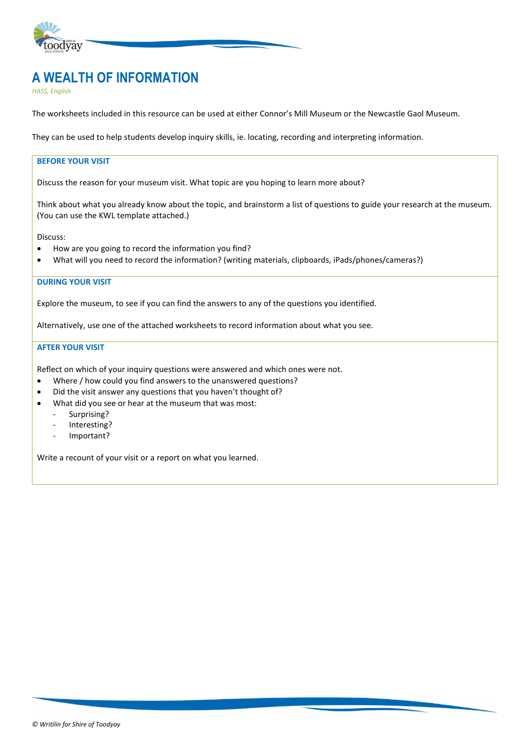# A WEALTH OF INFORMATION

*HASS, English*

The worksheets included in this resource can be used at either Connor's Mill Museum or the Newcastle Gaol Museum.

They can be used to help students develop inquiry skills, ie. locating, recording and interpreting information.

## BEFORE YOUR VISIT

Discuss the reason for your museum visit. What topic are you hoping to learn more about?

Think about what you already know about the topic, and brainstorm a list of questions to guide your research at the museum. (You can use the KWL template attached.)

Discuss:

- How are you going to record the information you find?
- What will you need to record the information? (writing materials, clipboards, iPads/phones/cameras?)

## DURING YOUR VISIT

Explore the museum, to see if you can find the answers to any of the questions you identified.

Alternatively, use one of the attached worksheets to record information about what you see.

## AFTER YOUR VISIT

Reflect on which of your inquiry questions were answered and which ones were not.

- Where / how could you find answers to the unanswered questions?
- Did the visit answer any questions that you haven't thought of?
- What did you see or hear at the museum that was most:
  - Surprising?
  - Interesting?
  - Important?

Write a recount of your visit or a report on what you learned.

*© Writilin for Shire of Toodyay*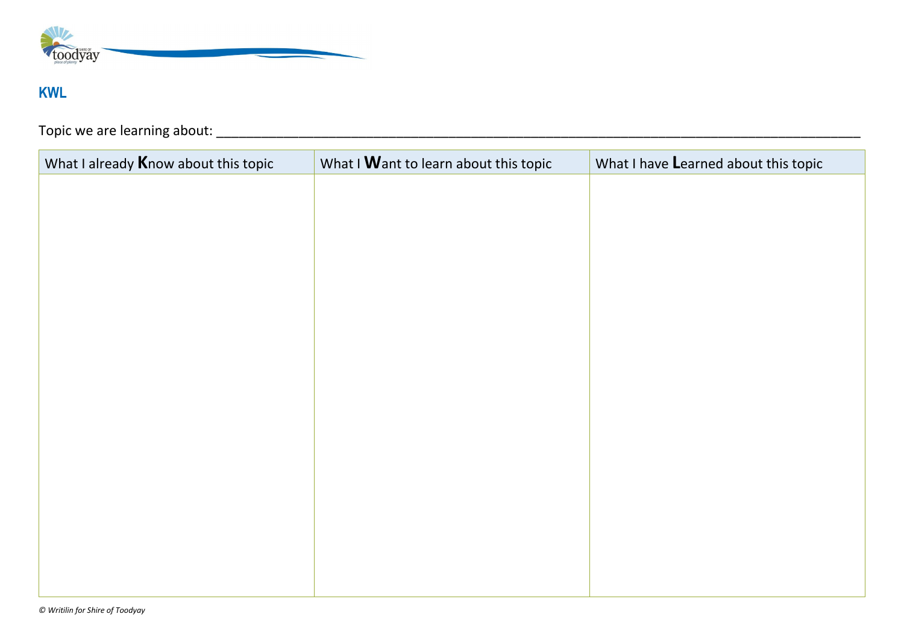## KWL

Topic we are learning about: ______________________________________________________________________________________

| What I already **K**now about this topic | What I **W**ant to learn about this topic | What I have **L**earned about this topic |
| --- | --- | --- |
| | | |

*© Writilin for Shire of Toodyay*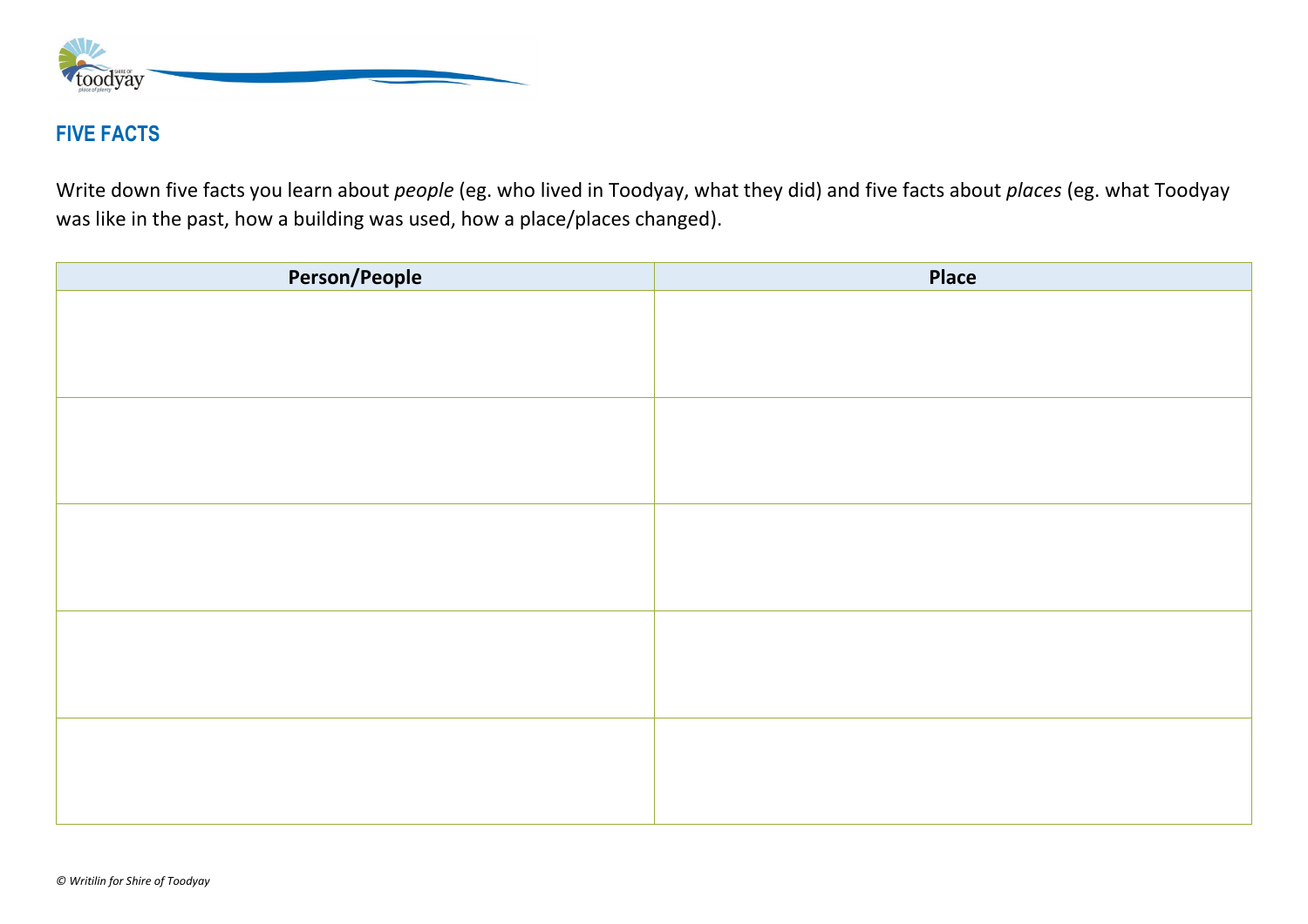## FIVE FACTS

Write down five facts you learn about *people* (eg. who lived in Toodyay, what they did) and five facts about *places* (eg. what Toodyay was like in the past, how a building was used, how a place/places changed).

| Person/People | Place |
| --- | --- |
| | |
| | |
| | |
| | |
| | |

*© Writilin for Shire of Toodyay*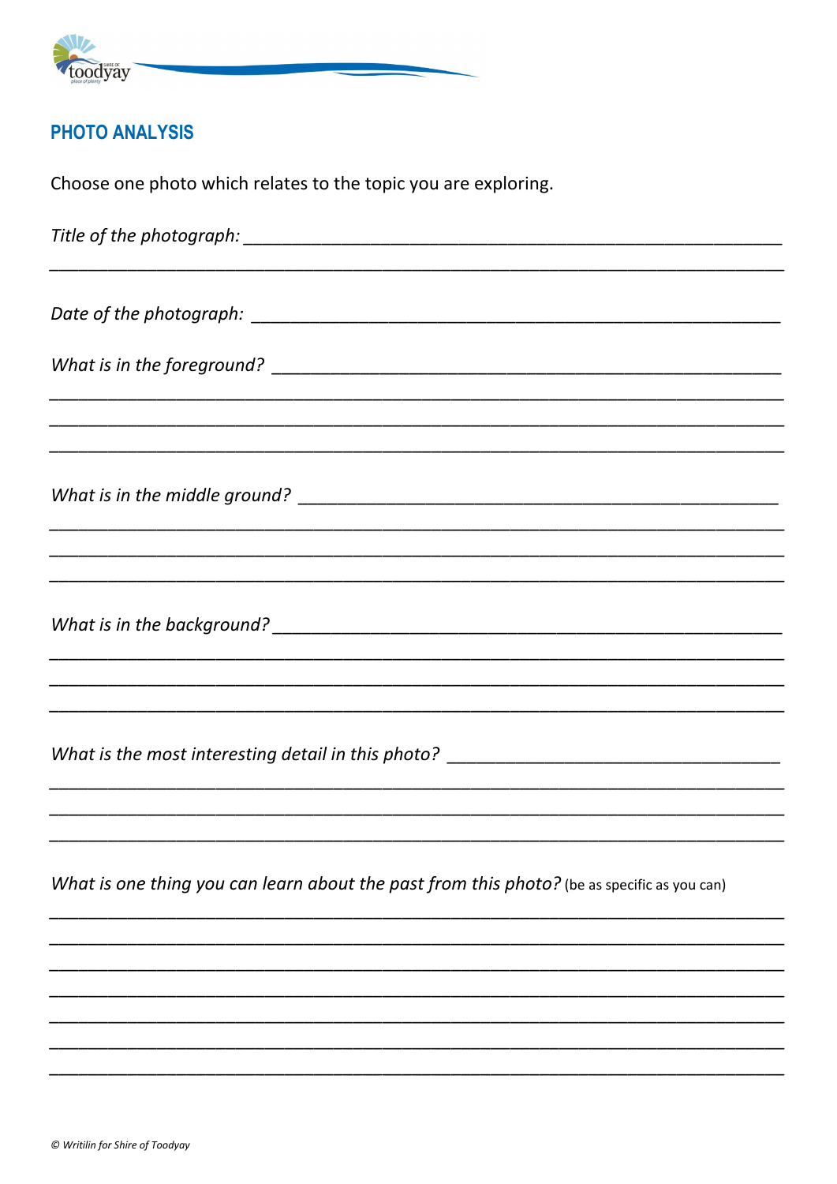## PHOTO ANALYSIS

Choose one photo which relates to the topic you are exploring.

*Title of the photograph:* ______________________________________________________________

______________________________________________________________________________

*Date of the photograph:* _______________________________________________________________

*What is in the foreground?* ____________________________________________________________

______________________________________________________________________________

______________________________________________________________________________

______________________________________________________________________________

*What is in the middle ground?* _________________________________________________________

______________________________________________________________________________

______________________________________________________________________________

______________________________________________________________________________

*What is in the background?* ____________________________________________________________

______________________________________________________________________________

______________________________________________________________________________

______________________________________________________________________________

*What is the most interesting detail in this photo?* _______________________________________

______________________________________________________________________________

______________________________________________________________________________

______________________________________________________________________________

*What is one thing you can learn about the past from this photo?* (be as specific as you can)

______________________________________________________________________________

______________________________________________________________________________

______________________________________________________________________________

______________________________________________________________________________

______________________________________________________________________________

______________________________________________________________________________

______________________________________________________________________________

*© Writilin for Shire of Toodyay*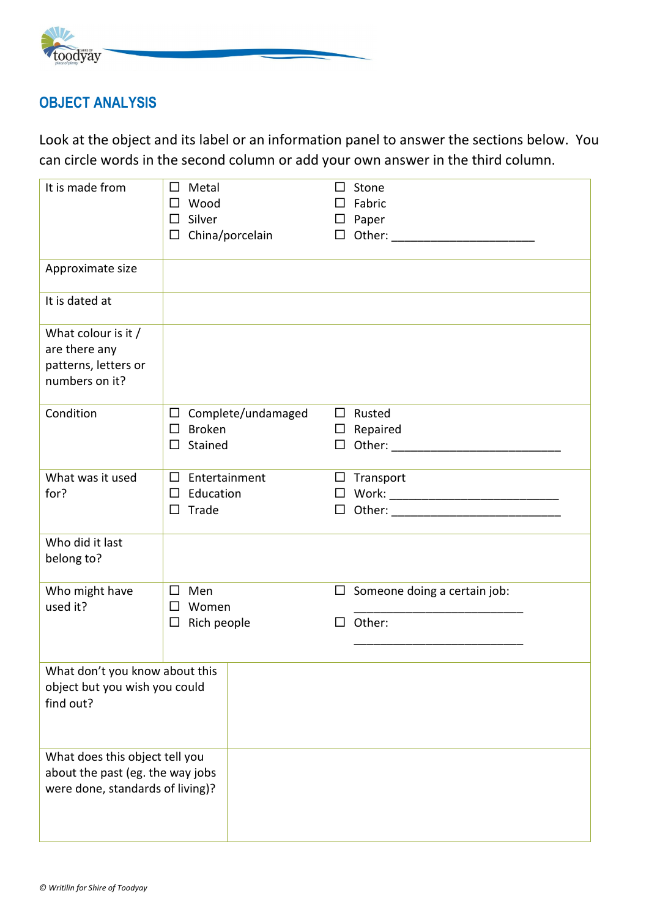## OBJECT ANALYSIS

Look at the object and its label or an information panel to answer the sections below. You can circle words in the second column or add your own answer in the third column.

| | | |
|---|---|---|
| It is made from | ☐ Metal<br>☐ Wood<br>☐ Silver<br>☐ China/porcelain | ☐ Stone<br>☐ Fabric<br>☐ Paper<br>☐ Other: ______________________ |
| Approximate size | | |
| It is dated at | | |
| What colour is it / are there any patterns, letters or numbers on it? | | |
| Condition | ☐ Complete/undamaged<br>☐ Broken<br>☐ Stained | ☐ Rusted<br>☐ Repaired<br>☐ Other: __________________________ |
| What was it used for? | ☐ Entertainment<br>☐ Education<br>☐ Trade | ☐ Transport<br>☐ Work: __________________________<br>☐ Other: __________________________ |
| Who did it last belong to? | | |
| Who might have used it? | ☐ Men<br>☐ Women<br>☐ Rich people | ☐ Someone doing a certain job: __________________________<br>☐ Other: __________________________ |
| What don't you know about this object but you wish you could find out? | | |
| What does this object tell you about the past (eg. the way jobs were done, standards of living)? | | |

*© Writilin for Shire of Toodyay*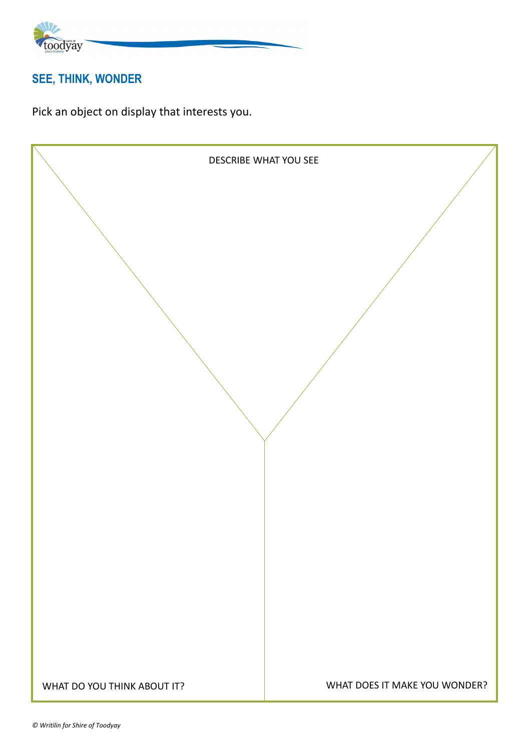## SEE, THINK, WONDER

Pick an object on display that interests you.

DESCRIBE WHAT YOU SEE

WHAT DO YOU THINK ABOUT IT?

WHAT DOES IT MAKE YOU WONDER?

*© Writilin for Shire of Toodyay*